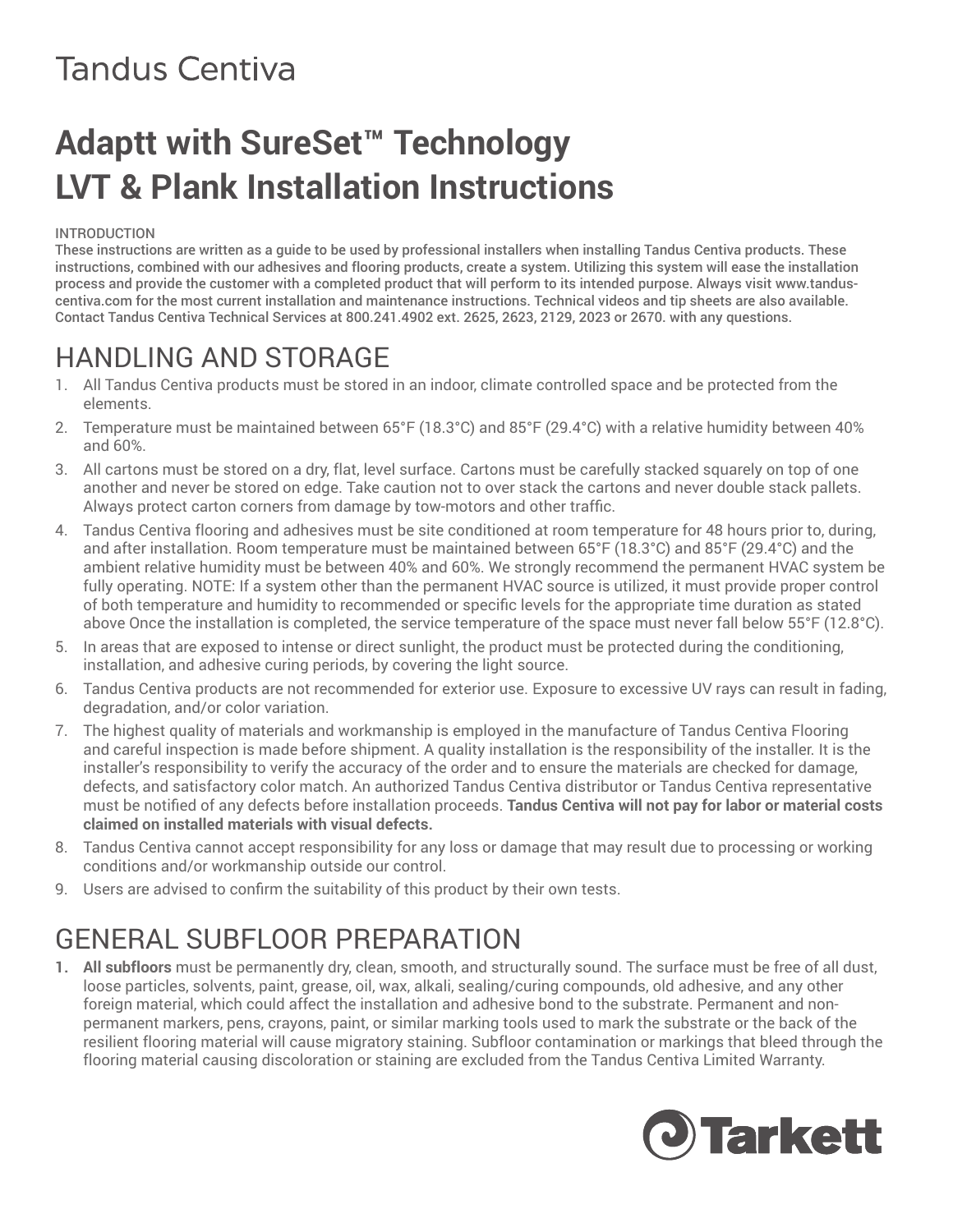Tandus Centiva

# Adaptt with SureSet™ Technology
# LVT & Plank Installation Instructions

INTRODUCTION

**These instructions are written as a guide to be used by professional installers when installing Tandus Centiva products. These instructions, combined with our adhesives and flooring products, create a system. Utilizing this system will ease the installation process and provide the customer with a completed product that will perform to its intended purpose. Always visit www.tandus-centiva.com for the most current installation and maintenance instructions. Technical videos and tip sheets are also available. Contact Tandus Centiva Technical Services at 800.241.4902 ext. 2625, 2623, 2129, 2023 or 2670. with any questions.**

## HANDLING AND STORAGE

1. All Tandus Centiva products must be stored in an indoor, climate controlled space and be protected from the elements.
2. Temperature must be maintained between 65°F (18.3°C) and 85°F (29.4°C) with a relative humidity between 40% and 60%.
3. All cartons must be stored on a dry, flat, level surface. Cartons must be carefully stacked squarely on top of one another and never be stored on edge. Take caution not to over stack the cartons and never double stack pallets. Always protect carton corners from damage by tow-motors and other traffic.
4. Tandus Centiva flooring and adhesives must be site conditioned at room temperature for 48 hours prior to, during, and after installation. Room temperature must be maintained between 65°F (18.3°C) and 85°F (29.4°C) and the ambient relative humidity must be between 40% and 60%. We strongly recommend the permanent HVAC system be fully operating. NOTE: If a system other than the permanent HVAC source is utilized, it must provide proper control of both temperature and humidity to recommended or specific levels for the appropriate time duration as stated above Once the installation is completed, the service temperature of the space must never fall below 55°F (12.8°C).
5. In areas that are exposed to intense or direct sunlight, the product must be protected during the conditioning, installation, and adhesive curing periods, by covering the light source.
6. Tandus Centiva products are not recommended for exterior use. Exposure to excessive UV rays can result in fading, degradation, and/or color variation.
7. The highest quality of materials and workmanship is employed in the manufacture of Tandus Centiva Flooring and careful inspection is made before shipment. A quality installation is the responsibility of the installer. It is the installer's responsibility to verify the accuracy of the order and to ensure the materials are checked for damage, defects, and satisfactory color match. An authorized Tandus Centiva distributor or Tandus Centiva representative must be notified of any defects before installation proceeds. **Tandus Centiva will not pay for labor or material costs claimed on installed materials with visual defects.**
8. Tandus Centiva cannot accept responsibility for any loss or damage that may result due to processing or working conditions and/or workmanship outside our control.
9. Users are advised to confirm the suitability of this product by their own tests.

## GENERAL SUBFLOOR PREPARATION

1. **All subfloors** must be permanently dry, clean, smooth, and structurally sound. The surface must be free of all dust, loose particles, solvents, paint, grease, oil, wax, alkali, sealing/curing compounds, old adhesive, and any other foreign material, which could affect the installation and adhesive bond to the substrate. Permanent and non-permanent markers, pens, crayons, paint, or similar marking tools used to mark the substrate or the back of the resilient flooring material will cause migratory staining. Subfloor contamination or markings that bleed through the flooring material causing discoloration or staining are excluded from the Tandus Centiva Limited Warranty.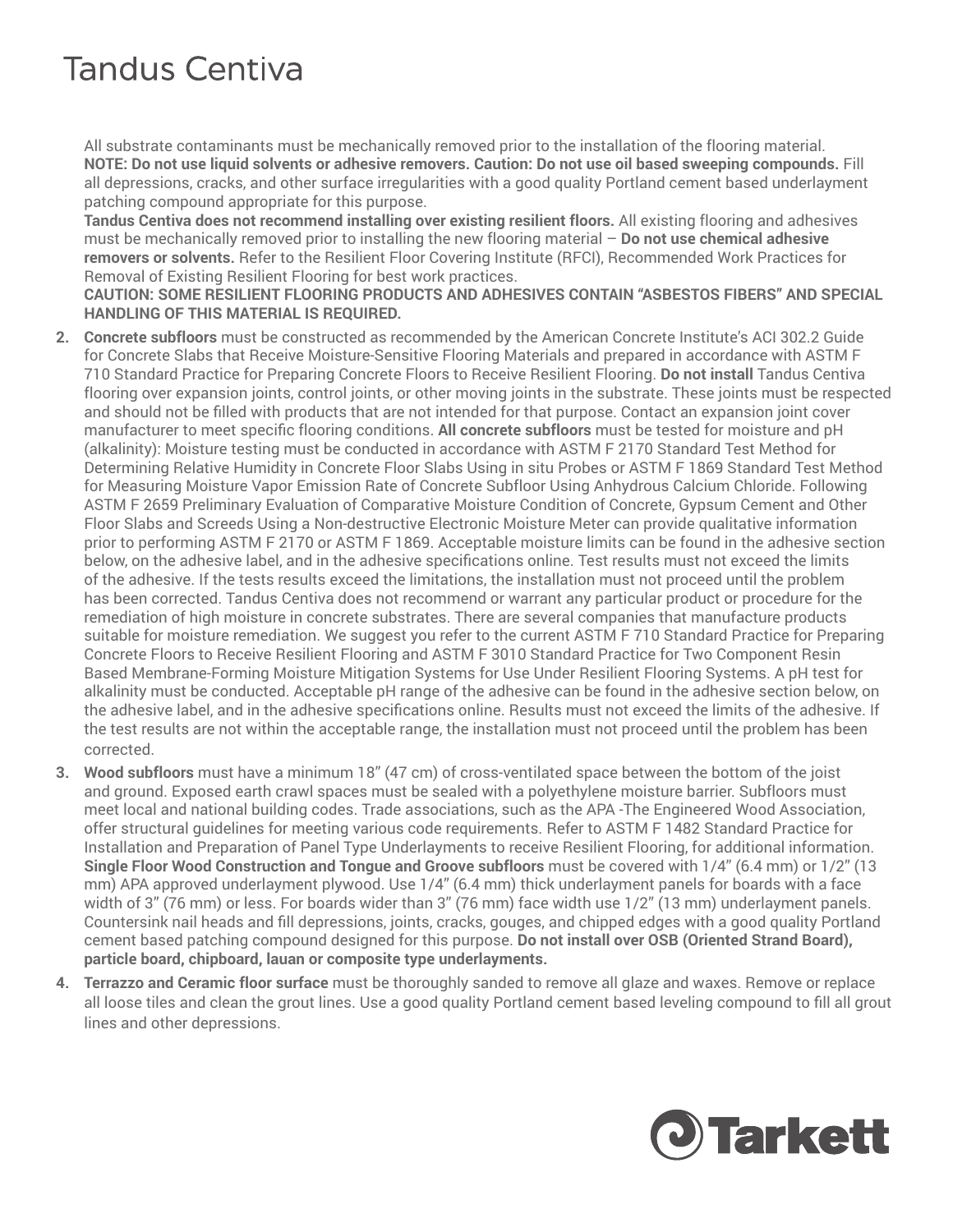All substrate contaminants must be mechanically removed prior to the installation of the flooring material. **NOTE: Do not use liquid solvents or adhesive removers. Caution: Do not use oil based sweeping compounds.** Fill all depressions, cracks, and other surface irregularities with a good quality Portland cement based underlayment patching compound appropriate for this purpose.

**Tandus Centiva does not recommend installing over existing resilient floors.** All existing flooring and adhesives must be mechanically removed prior to installing the new flooring material – **Do not use chemical adhesive removers or solvents.** Refer to the Resilient Floor Covering Institute (RFCI), Recommended Work Practices for Removal of Existing Resilient Flooring for best work practices.

**CAUTION: SOME RESILIENT FLOORING PRODUCTS AND ADHESIVES CONTAIN "ASBESTOS FIBERS" AND SPECIAL HANDLING OF THIS MATERIAL IS REQUIRED.**

2. **Concrete subfloors** must be constructed as recommended by the American Concrete Institute's ACI 302.2 Guide for Concrete Slabs that Receive Moisture-Sensitive Flooring Materials and prepared in accordance with ASTM F 710 Standard Practice for Preparing Concrete Floors to Receive Resilient Flooring. **Do not install** Tandus Centiva flooring over expansion joints, control joints, or other moving joints in the substrate. These joints must be respected and should not be filled with products that are not intended for that purpose. Contact an expansion joint cover manufacturer to meet specific flooring conditions. **All concrete subfloors** must be tested for moisture and pH (alkalinity): Moisture testing must be conducted in accordance with ASTM F 2170 Standard Test Method for Determining Relative Humidity in Concrete Floor Slabs Using in situ Probes or ASTM F 1869 Standard Test Method for Measuring Moisture Vapor Emission Rate of Concrete Subfloor Using Anhydrous Calcium Chloride. Following ASTM F 2659 Preliminary Evaluation of Comparative Moisture Condition of Concrete, Gypsum Cement and Other Floor Slabs and Screeds Using a Non-destructive Electronic Moisture Meter can provide qualitative information prior to performing ASTM F 2170 or ASTM F 1869. Acceptable moisture limits can be found in the adhesive section below, on the adhesive label, and in the adhesive specifications online. Test results must not exceed the limits of the adhesive. If the tests results exceed the limitations, the installation must not proceed until the problem has been corrected. Tandus Centiva does not recommend or warrant any particular product or procedure for the remediation of high moisture in concrete substrates. There are several companies that manufacture products suitable for moisture remediation. We suggest you refer to the current ASTM F 710 Standard Practice for Preparing Concrete Floors to Receive Resilient Flooring and ASTM F 3010 Standard Practice for Two Component Resin Based Membrane-Forming Moisture Mitigation Systems for Use Under Resilient Flooring Systems. A pH test for alkalinity must be conducted. Acceptable pH range of the adhesive can be found in the adhesive section below, on the adhesive label, and in the adhesive specifications online. Results must not exceed the limits of the adhesive. If the test results are not within the acceptable range, the installation must not proceed until the problem has been corrected.

3. **Wood subfloors** must have a minimum 18" (47 cm) of cross-ventilated space between the bottom of the joist and ground. Exposed earth crawl spaces must be sealed with a polyethylene moisture barrier. Subfloors must meet local and national building codes. Trade associations, such as the APA -The Engineered Wood Association, offer structural guidelines for meeting various code requirements. Refer to ASTM F 1482 Standard Practice for Installation and Preparation of Panel Type Underlayments to receive Resilient Flooring, for additional information. **Single Floor Wood Construction and Tongue and Groove subfloors** must be covered with 1/4" (6.4 mm) or 1/2" (13 mm) APA approved underlayment plywood. Use 1/4" (6.4 mm) thick underlayment panels for boards with a face width of 3" (76 mm) or less. For boards wider than 3" (76 mm) face width use 1/2" (13 mm) underlayment panels. Countersink nail heads and fill depressions, joints, cracks, gouges, and chipped edges with a good quality Portland cement based patching compound designed for this purpose. **Do not install over OSB (Oriented Strand Board), particle board, chipboard, lauan or composite type underlayments.**

4. **Terrazzo and Ceramic floor surface** must be thoroughly sanded to remove all glaze and waxes. Remove or replace all loose tiles and clean the grout lines. Use a good quality Portland cement based leveling compound to fill all grout lines and other depressions.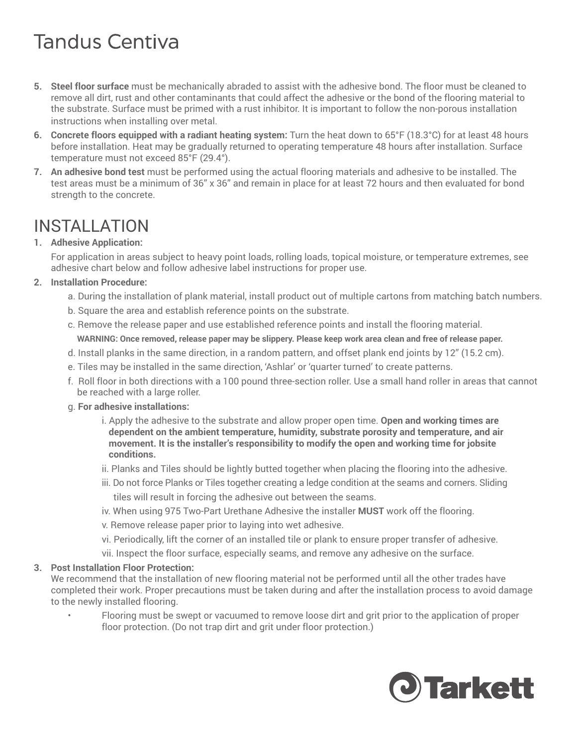5. **Steel floor surface** must be mechanically abraded to assist with the adhesive bond. The floor must be cleaned to remove all dirt, rust and other contaminants that could affect the adhesive or the bond of the flooring material to the substrate. Surface must be primed with a rust inhibitor. It is important to follow the non-porous installation instructions when installing over metal.
6. **Concrete floors equipped with a radiant heating system:** Turn the heat down to 65°F (18.3°C) for at least 48 hours before installation. Heat may be gradually returned to operating temperature 48 hours after installation. Surface temperature must not exceed 85°F (29.4°).
7. **An adhesive bond test** must be performed using the actual flooring materials and adhesive to be installed. The test areas must be a minimum of 36" x 36" and remain in place for at least 72 hours and then evaluated for bond strength to the concrete.

# INSTALLATION

1. **Adhesive Application:**

   For application in areas subject to heavy point loads, rolling loads, topical moisture, or temperature extremes, see adhesive chart below and follow adhesive label instructions for proper use.

2. **Installation Procedure:**

   a. During the installation of plank material, install product out of multiple cartons from matching batch numbers.

   b. Square the area and establish reference points on the substrate.

   c. Remove the release paper and use established reference points and install the flooring material.

   **WARNING: Once removed, release paper may be slippery. Please keep work area clean and free of release paper.**

   d. Install planks in the same direction, in a random pattern, and offset plank end joints by 12" (15.2 cm).

   e. Tiles may be installed in the same direction, 'Ashlar' or 'quarter turned' to create patterns.

   f. Roll floor in both directions with a 100 pound three-section roller. Use a small hand roller in areas that cannot be reached with a large roller.

   g. **For adhesive installations:**

   i. Apply the adhesive to the substrate and allow proper open time. **Open and working times are dependent on the ambient temperature, humidity, substrate porosity and temperature, and air movement. It is the installer's responsibility to modify the open and working time for jobsite conditions.**

   ii. Planks and Tiles should be lightly butted together when placing the flooring into the adhesive.

   iii. Do not force Planks or Tiles together creating a ledge condition at the seams and corners. Sliding tiles will result in forcing the adhesive out between the seams.

   iv. When using 975 Two-Part Urethane Adhesive the installer **MUST** work off the flooring.

   v. Remove release paper prior to laying into wet adhesive.

   vi. Periodically, lift the corner of an installed tile or plank to ensure proper transfer of adhesive.

   vii. Inspect the floor surface, especially seams, and remove any adhesive on the surface.

3. **Post Installation Floor Protection:**

   We recommend that the installation of new flooring material not be performed until all the other trades have completed their work. Proper precautions must be taken during and after the installation process to avoid damage to the newly installed flooring.

   - Flooring must be swept or vacuumed to remove loose dirt and grit prior to the application of proper floor protection. (Do not trap dirt and grit under floor protection.)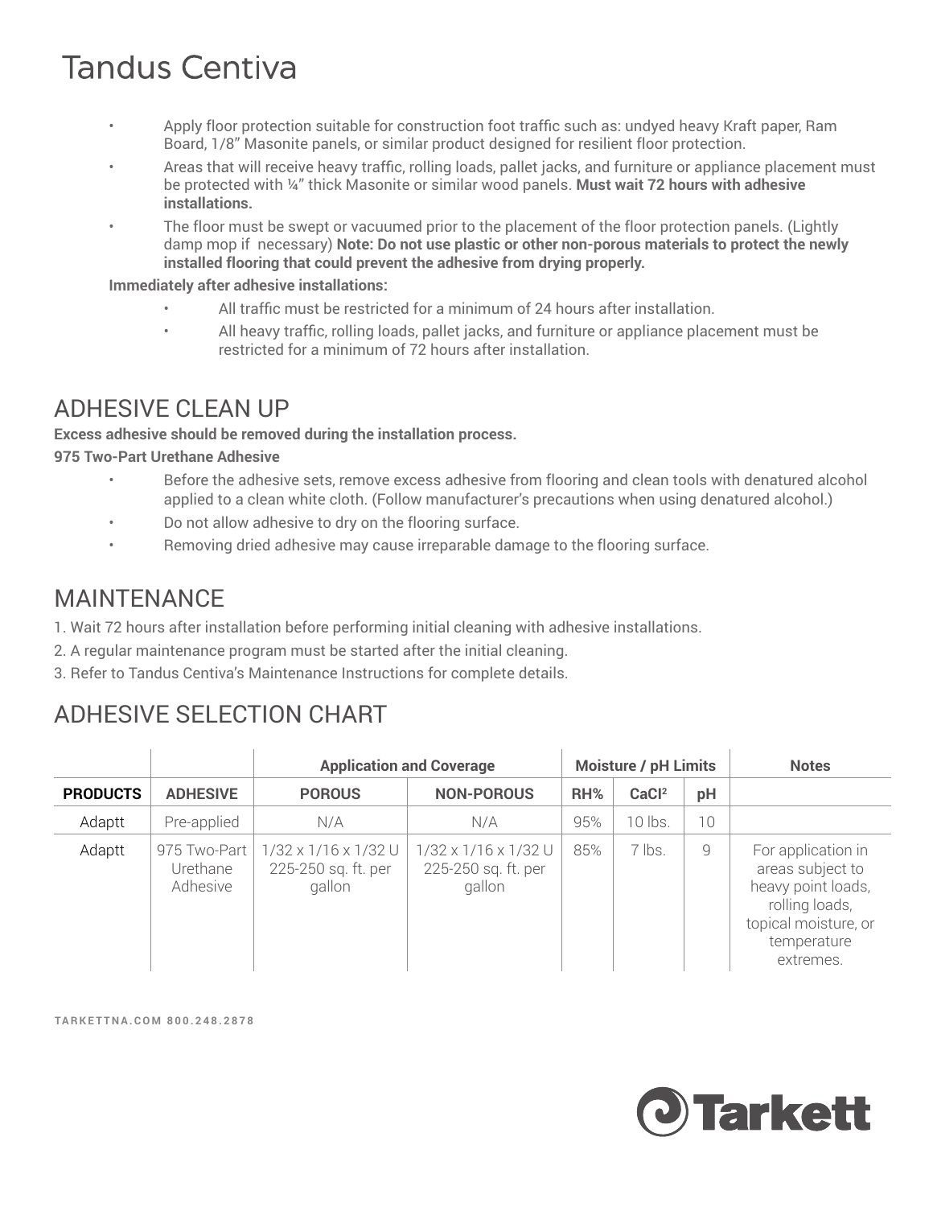# Tandus Centiva

- Apply floor protection suitable for construction foot traffic such as: undyed heavy Kraft paper, Ram Board, 1/8" Masonite panels, or similar product designed for resilient floor protection.
- Areas that will receive heavy traffic, rolling loads, pallet jacks, and furniture or appliance placement must be protected with ¼" thick Masonite or similar wood panels. **Must wait 72 hours with adhesive installations.**
- The floor must be swept or vacuumed prior to the placement of the floor protection panels. (Lightly damp mop if necessary) **Note: Do not use plastic or other non-porous materials to protect the newly installed flooring that could prevent the adhesive from drying properly.**

**Immediately after adhesive installations:**

- All traffic must be restricted for a minimum of 24 hours after installation.
- All heavy traffic, rolling loads, pallet jacks, and furniture or appliance placement must be restricted for a minimum of 72 hours after installation.

## ADHESIVE CLEAN UP

**Excess adhesive should be removed during the installation process.**

**975 Two-Part Urethane Adhesive**

- Before the adhesive sets, remove excess adhesive from flooring and clean tools with denatured alcohol applied to a clean white cloth. (Follow manufacturer's precautions when using denatured alcohol.)
- Do not allow adhesive to dry on the flooring surface.
- Removing dried adhesive may cause irreparable damage to the flooring surface.

## MAINTENANCE

1. Wait 72 hours after installation before performing initial cleaning with adhesive installations.
2. A regular maintenance program must be started after the initial cleaning.
3. Refer to Tandus Centiva's Maintenance Instructions for complete details.

## ADHESIVE SELECTION CHART

| | | Application and Coverage | | Moisture / pH Limits | | | Notes |
|---|---|---|---|---|---|---|---|
| **PRODUCTS** | **ADHESIVE** | **POROUS** | **NON-POROUS** | **RH%** | **$CaCl^2$** | **pH** | |
| Adaptt | Pre-applied | N/A | N/A | 95% | 10 lbs. | 10 | |
| Adaptt | 975 Two-Part Urethane Adhesive | 1/32 x 1/16 x 1/32 U 225-250 sq. ft. per gallon | 1/32 x 1/16 x 1/32 U 225-250 sq. ft. per gallon | 85% | 7 lbs. | 9 | For application in areas subject to heavy point loads, rolling loads, topical moisture, or temperature extremes. |

TARKETTNA.COM 800.248.2878